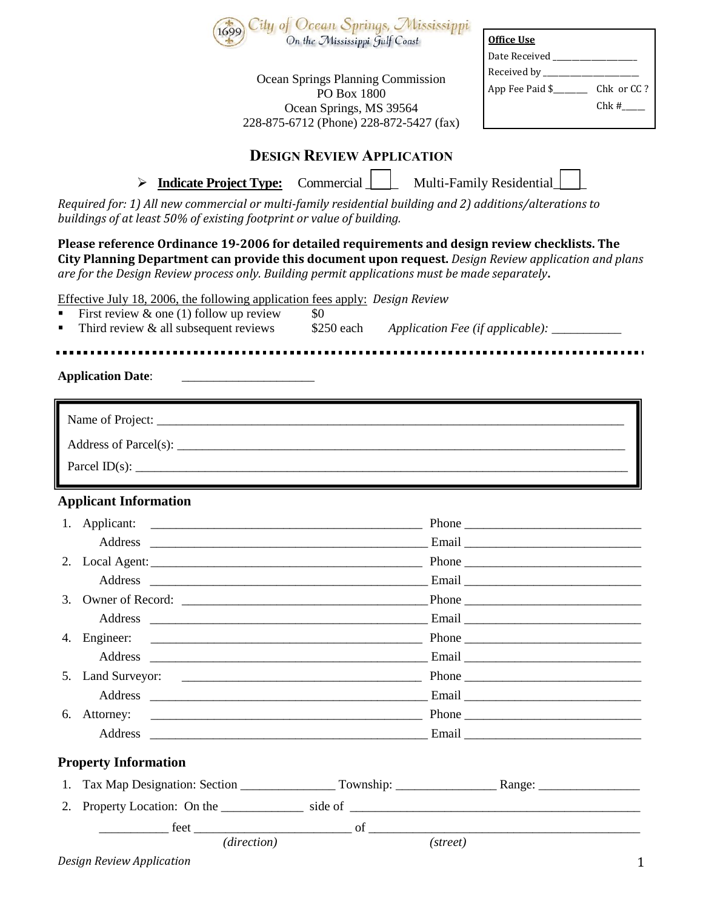City of Ocean Springs, Mississippi
On the Mississippi Gulf Coast

| **Office Use** | |
|---|---|
| Date Received ____________ | |
| Received by ____________ | |
| App Fee Paid $______ | Chk or CC ? |
| | Chk #_____ |

Ocean Springs Planning Commission
PO Box 1800
Ocean Springs, MS 39564
228-875-6712 (Phone) 228-872-5427 (fax)

# DESIGN REVIEW APPLICATION

➢ **Indicate Project Type:** Commercial ___ Multi-Family Residential ___

*Required for: 1) All new commercial or multi-family residential building and 2) additions/alterations to buildings of at least 50% of existing footprint or value of building.*

**Please reference Ordinance 19-2006 for detailed requirements and design review checklists. The City Planning Department can provide this document upon request.** *Design Review application and plans are for the Design Review process only. Building permit applications must be made separately***.**

Effective July 18, 2006, the following application fees apply: *Design Review*

- First review & one (1) follow up review $0
- Third review & all subsequent reviews $250 each *Application Fee (if applicable):* ___________

**Application Date**: ____________________

Name of Project: ______________________________________________

Address of Parcel(s): ______________________________________________

Parcel ID(s): ______________________________________________

## Applicant Information

1. Applicant: ______________________________ Phone ____________________
   Address ______________________________ Email ____________________
2. Local Agent: ______________________________ Phone ____________________
   Address ______________________________ Email ____________________
3. Owner of Record: ______________________________ Phone ____________________
   Address ______________________________ Email ____________________
4. Engineer: ______________________________ Phone ____________________
   Address ______________________________ Email ____________________
5. Land Surveyor: ______________________________ Phone ____________________
   Address ______________________________ Email ____________________
6. Attorney: ______________________________ Phone ____________________
   Address ______________________________ Email ____________________

## Property Information

1. Tax Map Designation: Section ______________ Township: ______________ Range: ______________
2. Property Location: On the ____________ side of ______________________________
   __________ feet ____________________ of ______________________________
   *(direction)* *(street)*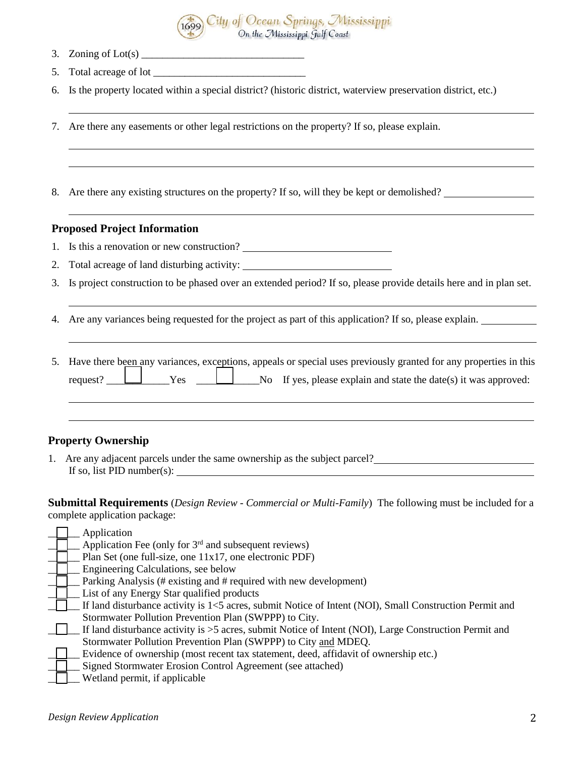3. Zoning of Lot(s) _______________________________
5. Total acreage of lot _____________________________
6. Is the property located within a special district? (historic district, waterview preservation district, etc.)

_______________________________________________________________________________

7. Are there any easements or other legal restrictions on the property? If so, please explain.

_______________________________________________________________________________

_______________________________________________________________________________

8. Are there any existing structures on the property? If so, will they be kept or demolished? ________________

_______________________________________________________________________________

**Proposed Project Information**

1. Is this a renovation or new construction? ____________________________
2. Total acreage of land disturbing activity: ____________________________
3. Is project construction to be phased over an extended period? If so, please provide details here and in plan set.

_______________________________________________________________________________

4. Are any variances being requested for the project as part of this application? If so, please explain. __________

_______________________________________________________________________________

5. Have there been any variances, exceptions, appeals or special uses previously granted for any properties in this request? ☐ Yes ☐ No If yes, please explain and state the date(s) it was approved:

_______________________________________________________________________________

_______________________________________________________________________________

**Property Ownership**

1. Are any adjacent parcels under the same ownership as the subject parcel? ____________________________
   If so, list PID number(s): ______________________________________________________________

**Submittal Requirements** (*Design Review - Commercial or Multi-Family*) The following must be included for a complete application package:

- ☐ Application
- ☐ Application Fee (only for 3rd and subsequent reviews)
- ☐ Plan Set (one full-size, one 11x17, one electronic PDF)
- ☐ Engineering Calculations, see below
- ☐ Parking Analysis (# existing and # required with new development)
- ☐ List of any Energy Star qualified products
- ☐ If land disturbance activity is 1<5 acres, submit Notice of Intent (NOI), Small Construction Permit and Stormwater Pollution Prevention Plan (SWPPP) to City.
- ☐ If land disturbance activity is >5 acres, submit Notice of Intent (NOI), Large Construction Permit and Stormwater Pollution Prevention Plan (SWPPP) to City and MDEQ.
- ☐ Evidence of ownership (most recent tax statement, deed, affidavit of ownership etc.)
- ☐ Signed Stormwater Erosion Control Agreement (see attached)
- ☐ Wetland permit, if applicable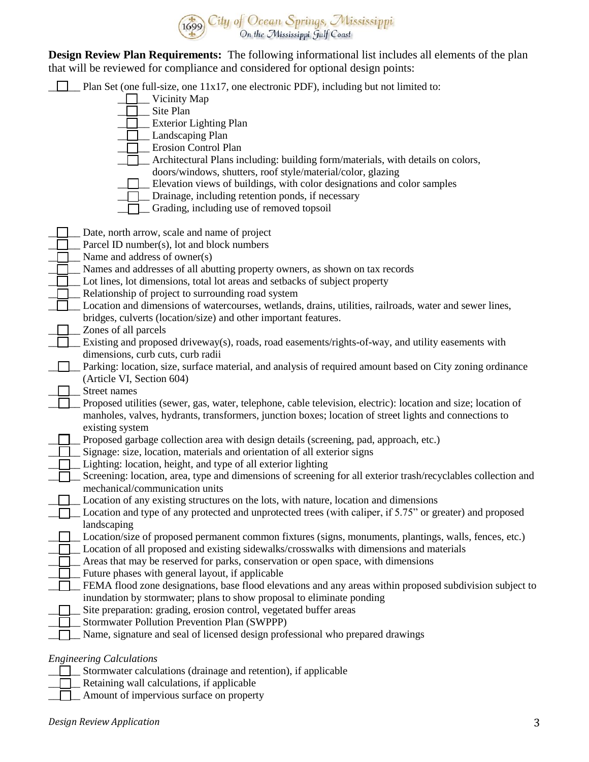**Design Review Plan Requirements:** The following informational list includes all elements of the plan that will be reviewed for compliance and considered for optional design points:

- [ ] Plan Set (one full-size, one 11x17, one electronic PDF), including but not limited to:
  - [ ] Vicinity Map
  - [ ] Site Plan
  - [ ] Exterior Lighting Plan
  - [ ] Landscaping Plan
  - [ ] Erosion Control Plan
  - [ ] Architectural Plans including: building form/materials, with details on colors, doors/windows, shutters, roof style/material/color, glazing
  - [ ] Elevation views of buildings, with color designations and color samples
  - [ ] Drainage, including retention ponds, if necessary
  - [ ] Grading, including use of removed topsoil

- [ ] Date, north arrow, scale and name of project
- [ ] Parcel ID number(s), lot and block numbers
- [ ] Name and address of owner(s)
- [ ] Names and addresses of all abutting property owners, as shown on tax records
- [ ] Lot lines, lot dimensions, total lot areas and setbacks of subject property
- [ ] Relationship of project to surrounding road system
- [ ] Location and dimensions of watercourses, wetlands, drains, utilities, railroads, water and sewer lines, bridges, culverts (location/size) and other important features.
- [ ] Zones of all parcels
- [ ] Existing and proposed driveway(s), roads, road easements/rights-of-way, and utility easements with dimensions, curb cuts, curb radii
- [ ] Parking: location, size, surface material, and analysis of required amount based on City zoning ordinance (Article VI, Section 604)
- [ ] Street names
- [ ] Proposed utilities (sewer, gas, water, telephone, cable television, electric): location and size; location of manholes, valves, hydrants, transformers, junction boxes; location of street lights and connections to existing system
- [ ] Proposed garbage collection area with design details (screening, pad, approach, etc.)
- [ ] Signage: size, location, materials and orientation of all exterior signs
- [ ] Lighting: location, height, and type of all exterior lighting
- [ ] Screening: location, area, type and dimensions of screening for all exterior trash/recyclables collection and mechanical/communication units
- [ ] Location of any existing structures on the lots, with nature, location and dimensions
- [ ] Location and type of any protected and unprotected trees (with caliper, if 5.75" or greater) and proposed landscaping
- [ ] Location/size of proposed permanent common fixtures (signs, monuments, plantings, walls, fences, etc.)
- [ ] Location of all proposed and existing sidewalks/crosswalks with dimensions and materials
- [ ] Areas that may be reserved for parks, conservation or open space, with dimensions
- [ ] Future phases with general layout, if applicable
- [ ] FEMA flood zone designations, base flood elevations and any areas within proposed subdivision subject to inundation by stormwater; plans to show proposal to eliminate ponding
- [ ] Site preparation: grading, erosion control, vegetated buffer areas
- [ ] Stormwater Pollution Prevention Plan (SWPPP)
- [ ] Name, signature and seal of licensed design professional who prepared drawings

*Engineering Calculations*

- [ ] Stormwater calculations (drainage and retention), if applicable
- [ ] Retaining wall calculations, if applicable
- [ ] Amount of impervious surface on property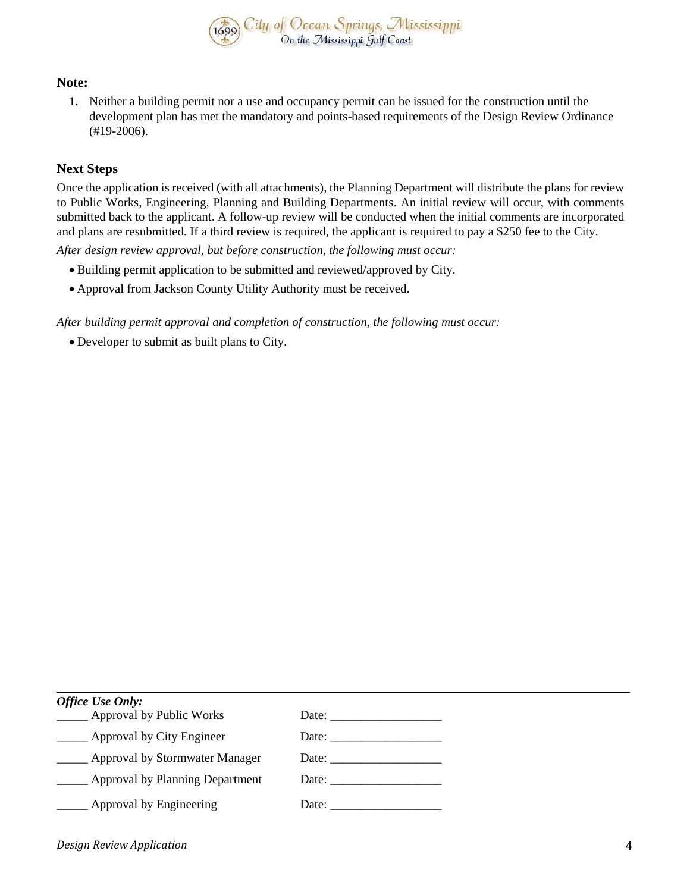**Note:**

1. Neither a building permit nor a use and occupancy permit can be issued for the construction until the development plan has met the mandatory and points-based requirements of the Design Review Ordinance (#19-2006).

## Next Steps

Once the application is received (with all attachments), the Planning Department will distribute the plans for review to Public Works, Engineering, Planning and Building Departments. An initial review will occur, with comments submitted back to the applicant. A follow-up review will be conducted when the initial comments are incorporated and plans are resubmitted. If a third review is required, the applicant is required to pay a $250 fee to the City.

*After design review approval, but before construction, the following must occur:*

- Building permit application to be submitted and reviewed/approved by City.
- Approval from Jackson County Utility Authority must be received.

*After building permit approval and completion of construction, the following must occur:*

- Developer to submit as built plans to City.

---

***Office Use Only:***

_____ Approval by Public Works    Date: __________________

_____ Approval by City Engineer    Date: __________________

_____ Approval by Stormwater Manager    Date: __________________

_____ Approval by Planning Department    Date: __________________

_____ Approval by Engineering    Date: __________________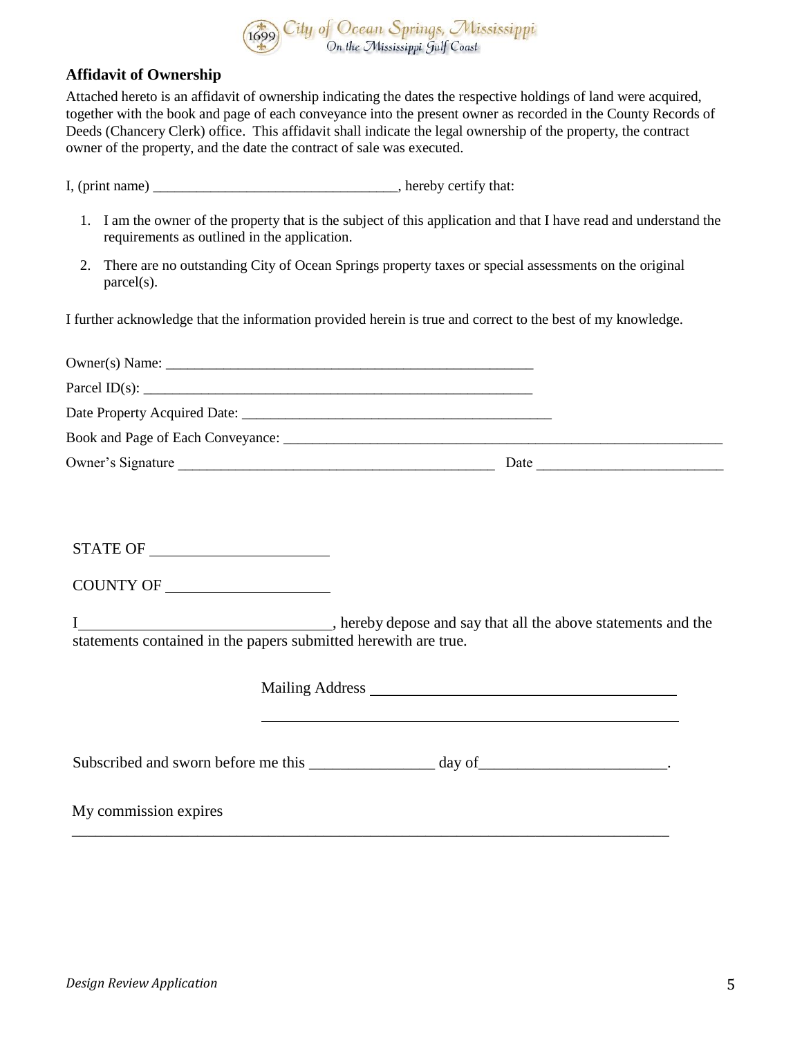## Affidavit of Ownership

Attached hereto is an affidavit of ownership indicating the dates the respective holdings of land were acquired, together with the book and page of each conveyance into the present owner as recorded in the County Records of Deeds (Chancery Clerk) office. This affidavit shall indicate the legal ownership of the property, the contract owner of the property, and the date the contract of sale was executed.

I, (print name) _________________________________, hereby certify that:

1. I am the owner of the property that is the subject of this application and that I have read and understand the requirements as outlined in the application.
2. There are no outstanding City of Ocean Springs property taxes or special assessments on the original parcel(s).

I further acknowledge that the information provided herein is true and correct to the best of my knowledge.

Owner(s) Name: _____________________________________________________

Parcel ID(s): _______________________________________________________

Date Property Acquired Date: ____________________________________________

Book and Page of Each Conveyance: _______________________________________________________________

Owner's Signature ___________________________________________ Date _________________________

STATE OF ______________________

COUNTY OF ____________________

I________________________________, hereby depose and say that all the above statements and the statements contained in the papers submitted herewith are true.

Mailing Address ________________________________________

_______________________________________________________

Subscribed and sworn before me this ________________ day of________________________.

My commission expires

_____________________________________________________________________________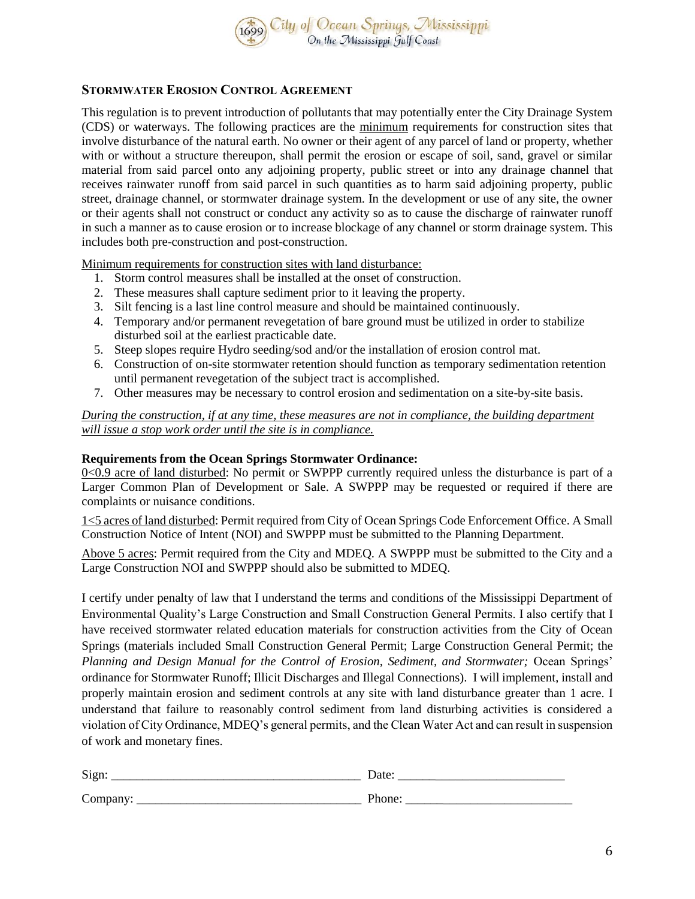### STORMWATER EROSION CONTROL AGREEMENT

This regulation is to prevent introduction of pollutants that may potentially enter the City Drainage System (CDS) or waterways. The following practices are the minimum requirements for construction sites that involve disturbance of the natural earth. No owner or their agent of any parcel of land or property, whether with or without a structure thereupon, shall permit the erosion or escape of soil, sand, gravel or similar material from said parcel onto any adjoining property, public street or into any drainage channel that receives rainwater runoff from said parcel in such quantities as to harm said adjoining property, public street, drainage channel, or stormwater drainage system. In the development or use of any site, the owner or their agents shall not construct or conduct any activity so as to cause the discharge of rainwater runoff in such a manner as to cause erosion or to increase blockage of any channel or storm drainage system. This includes both pre-construction and post-construction.

Minimum requirements for construction sites with land disturbance:

1. Storm control measures shall be installed at the onset of construction.
2. These measures shall capture sediment prior to it leaving the property.
3. Silt fencing is a last line control measure and should be maintained continuously.
4. Temporary and/or permanent revegetation of bare ground must be utilized in order to stabilize disturbed soil at the earliest practicable date.
5. Steep slopes require Hydro seeding/sod and/or the installation of erosion control mat.
6. Construction of on-site stormwater retention should function as temporary sedimentation retention until permanent revegetation of the subject tract is accomplished.
7. Other measures may be necessary to control erosion and sedimentation on a site-by-site basis.

*During the construction, if at any time, these measures are not in compliance, the building department will issue a stop work order until the site is in compliance.*

**Requirements from the Ocean Springs Stormwater Ordinance:**

0<0.9 acre of land disturbed: No permit or SWPPP currently required unless the disturbance is part of a Larger Common Plan of Development or Sale. A SWPPP may be requested or required if there are complaints or nuisance conditions.

1<5 acres of land disturbed: Permit required from City of Ocean Springs Code Enforcement Office. A Small Construction Notice of Intent (NOI) and SWPPP must be submitted to the Planning Department.

Above 5 acres: Permit required from the City and MDEQ. A SWPPP must be submitted to the City and a Large Construction NOI and SWPPP should also be submitted to MDEQ.

I certify under penalty of law that I understand the terms and conditions of the Mississippi Department of Environmental Quality's Large Construction and Small Construction General Permits. I also certify that I have received stormwater related education materials for construction activities from the City of Ocean Springs (materials included Small Construction General Permit; Large Construction General Permit; the *Planning and Design Manual for the Control of Erosion, Sediment, and Stormwater;* Ocean Springs' ordinance for Stormwater Runoff; Illicit Discharges and Illegal Connections). I will implement, install and properly maintain erosion and sediment controls at any site with land disturbance greater than 1 acre. I understand that failure to reasonably control sediment from land disturbing activities is considered a violation of City Ordinance, MDEQ's general permits, and the Clean Water Act and can result in suspension of work and monetary fines.

Sign: ________________________________________ Date: ___________________________

Company: ____________________________________ Phone: ___________________________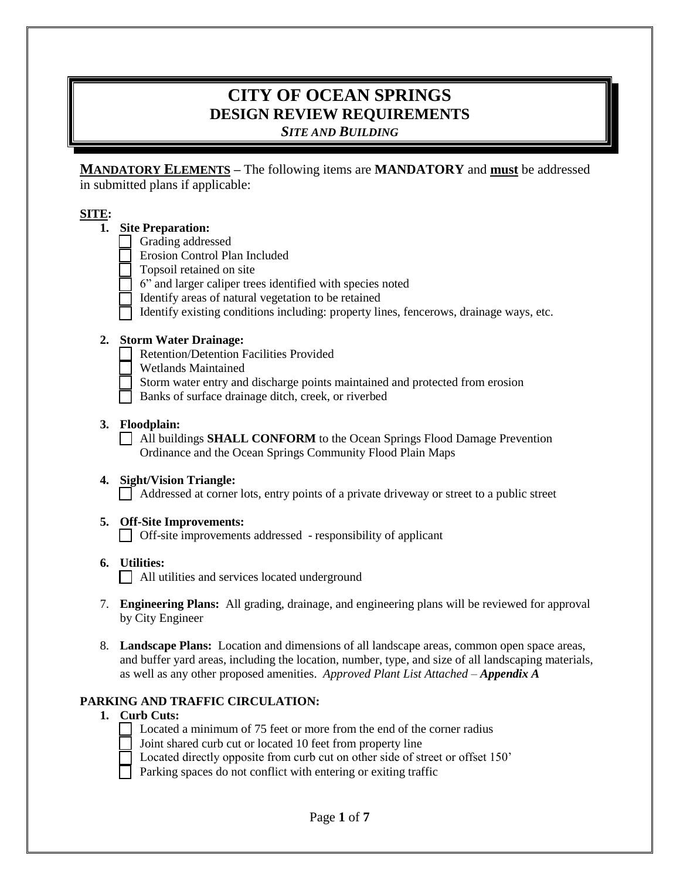# CITY OF OCEAN SPRINGS
## DESIGN REVIEW REQUIREMENTS
### *SITE AND BUILDING*

**MANDATORY ELEMENTS** – The following items are **MANDATORY** and **must** be addressed in submitted plans if applicable:

**SITE:**

1. **Site Preparation:**
   - ☐ Grading addressed
   - ☐ Erosion Control Plan Included
   - ☐ Topsoil retained on site
   - ☐ 6" and larger caliper trees identified with species noted
   - ☐ Identify areas of natural vegetation to be retained
   - ☐ Identify existing conditions including: property lines, fencerows, drainage ways, etc.

2. **Storm Water Drainage:**
   - ☐ Retention/Detention Facilities Provided
   - ☐ Wetlands Maintained
   - ☐ Storm water entry and discharge points maintained and protected from erosion
   - ☐ Banks of surface drainage ditch, creek, or riverbed

3. **Floodplain:**
   - ☐ All buildings **SHALL CONFORM** to the Ocean Springs Flood Damage Prevention Ordinance and the Ocean Springs Community Flood Plain Maps

4. **Sight/Vision Triangle:**
   - ☐ Addressed at corner lots, entry points of a private driveway or street to a public street

5. **Off-Site Improvements:**
   - ☐ Off-site improvements addressed - responsibility of applicant

6. **Utilities:**
   - ☐ All utilities and services located underground

7. **Engineering Plans:** All grading, drainage, and engineering plans will be reviewed for approval by City Engineer

8. **Landscape Plans:** Location and dimensions of all landscape areas, common open space areas, and buffer yard areas, including the location, number, type, and size of all landscaping materials, as well as any other proposed amenities. *Approved Plant List Attached – **Appendix A***

**PARKING AND TRAFFIC CIRCULATION:**

1. **Curb Cuts:**
   - ☐ Located a minimum of 75 feet or more from the end of the corner radius
   - ☐ Joint shared curb cut or located 10 feet from property line
   - ☐ Located directly opposite from curb cut on other side of street or offset 150'
   - ☐ Parking spaces do not conflict with entering or exiting traffic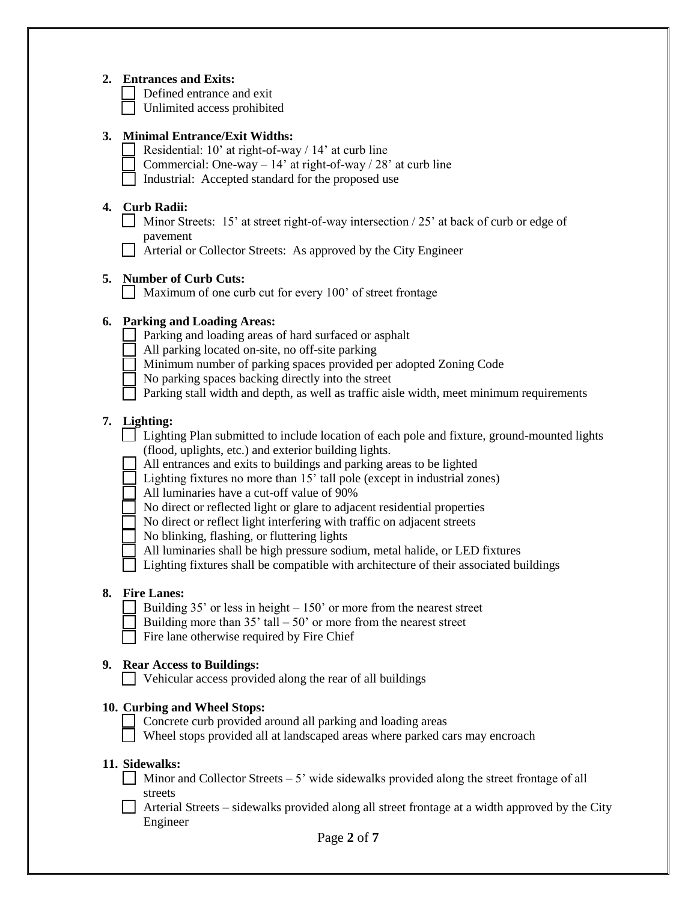**2. Entrances and Exits:**

- [ ] Defined entrance and exit
- [ ] Unlimited access prohibited

**3. Minimal Entrance/Exit Widths:**

- [ ] Residential: 10' at right-of-way / 14' at curb line
- [ ] Commercial: One-way – 14' at right-of-way / 28' at curb line
- [ ] Industrial: Accepted standard for the proposed use

**4. Curb Radii:**

- [ ] Minor Streets: 15' at street right-of-way intersection / 25' at back of curb or edge of pavement
- [ ] Arterial or Collector Streets: As approved by the City Engineer

**5. Number of Curb Cuts:**

- [ ] Maximum of one curb cut for every 100' of street frontage

**6. Parking and Loading Areas:**

- [ ] Parking and loading areas of hard surfaced or asphalt
- [ ] All parking located on-site, no off-site parking
- [ ] Minimum number of parking spaces provided per adopted Zoning Code
- [ ] No parking spaces backing directly into the street
- [ ] Parking stall width and depth, as well as traffic aisle width, meet minimum requirements

**7. Lighting:**

- [ ] Lighting Plan submitted to include location of each pole and fixture, ground-mounted lights (flood, uplights, etc.) and exterior building lights.
- [ ] All entrances and exits to buildings and parking areas to be lighted
- [ ] Lighting fixtures no more than 15' tall pole (except in industrial zones)
- [ ] All luminaries have a cut-off value of 90%
- [ ] No direct or reflected light or glare to adjacent residential properties
- [ ] No direct or reflect light interfering with traffic on adjacent streets
- [ ] No blinking, flashing, or fluttering lights
- [ ] All luminaries shall be high pressure sodium, metal halide, or LED fixtures
- [ ] Lighting fixtures shall be compatible with architecture of their associated buildings

**8. Fire Lanes:**

- [ ] Building 35' or less in height – 150' or more from the nearest street
- [ ] Building more than 35' tall – 50' or more from the nearest street
- [ ] Fire lane otherwise required by Fire Chief

**9. Rear Access to Buildings:**

- [ ] Vehicular access provided along the rear of all buildings

**10. Curbing and Wheel Stops:**

- [ ] Concrete curb provided around all parking and loading areas
- [ ] Wheel stops provided all at landscaped areas where parked cars may encroach

**11. Sidewalks:**

- [ ] Minor and Collector Streets – 5' wide sidewalks provided along the street frontage of all streets
- [ ] Arterial Streets – sidewalks provided along all street frontage at a width approved by the City Engineer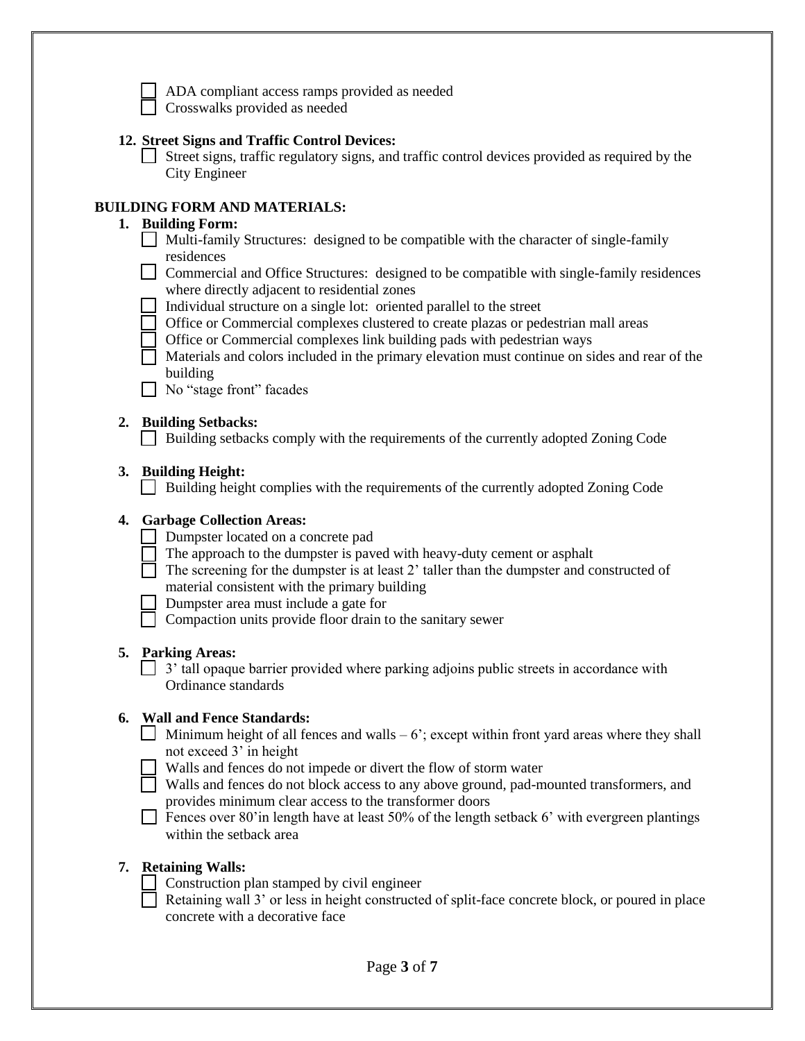- [ ] ADA compliant access ramps provided as needed
- [ ] Crosswalks provided as needed

**12. Street Signs and Traffic Control Devices:**

- [ ] Street signs, traffic regulatory signs, and traffic control devices provided as required by the City Engineer

## BUILDING FORM AND MATERIALS:

**1. Building Form:**

- [ ] Multi-family Structures: designed to be compatible with the character of single-family residences
- [ ] Commercial and Office Structures: designed to be compatible with single-family residences where directly adjacent to residential zones
- [ ] Individual structure on a single lot: oriented parallel to the street
- [ ] Office or Commercial complexes clustered to create plazas or pedestrian mall areas
- [ ] Office or Commercial complexes link building pads with pedestrian ways
- [ ] Materials and colors included in the primary elevation must continue on sides and rear of the building
- [ ] No "stage front" facades

**2. Building Setbacks:**

- [ ] Building setbacks comply with the requirements of the currently adopted Zoning Code

**3. Building Height:**

- [ ] Building height complies with the requirements of the currently adopted Zoning Code

**4. Garbage Collection Areas:**

- [ ] Dumpster located on a concrete pad
- [ ] The approach to the dumpster is paved with heavy-duty cement or asphalt
- [ ] The screening for the dumpster is at least 2' taller than the dumpster and constructed of material consistent with the primary building
- [ ] Dumpster area must include a gate for
- [ ] Compaction units provide floor drain to the sanitary sewer

**5. Parking Areas:**

- [ ] 3' tall opaque barrier provided where parking adjoins public streets in accordance with Ordinance standards

**6. Wall and Fence Standards:**

- [ ] Minimum height of all fences and walls – 6'; except within front yard areas where they shall not exceed 3' in height
- [ ] Walls and fences do not impede or divert the flow of storm water
- [ ] Walls and fences do not block access to any above ground, pad-mounted transformers, and provides minimum clear access to the transformer doors
- [ ] Fences over 80'in length have at least 50% of the length setback 6' with evergreen plantings within the setback area

**7. Retaining Walls:**

- [ ] Construction plan stamped by civil engineer
- [ ] Retaining wall 3' or less in height constructed of split-face concrete block, or poured in place concrete with a decorative face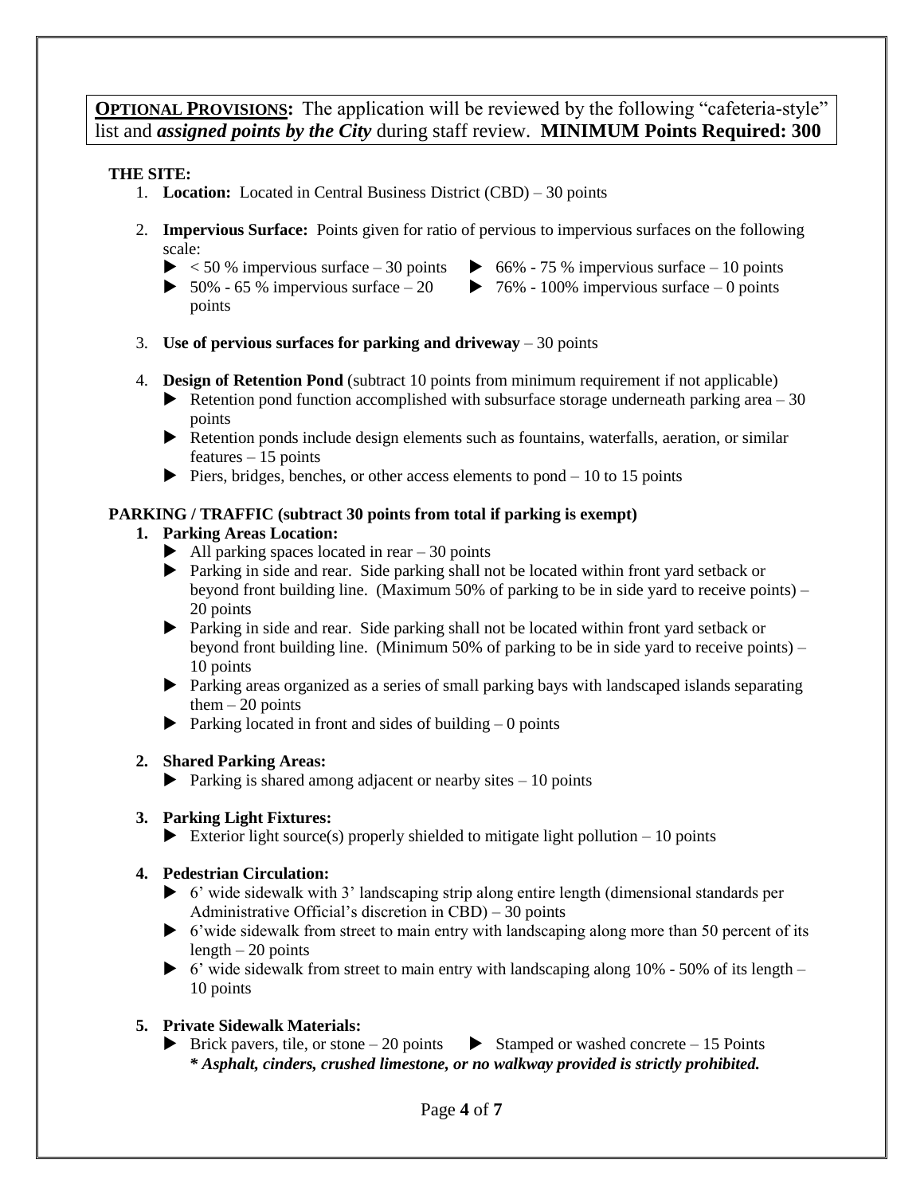**OPTIONAL PROVISIONS:** The application will be reviewed by the following "cafeteria-style" list and ***assigned points by the City*** during staff review. **MINIMUM Points Required: 300**

**THE SITE:**

1. **Location:** Located in Central Business District (CBD) – 30 points

2. **Impervious Surface:** Points given for ratio of pervious to impervious surfaces on the following scale:
   - < 50 % impervious surface – 30 points
   - 50% - 65 % impervious surface – 20 points
   - 66% - 75 % impervious surface – 10 points
   - 76% - 100% impervious surface – 0 points

3. **Use of pervious surfaces for parking and driveway** – 30 points

4. **Design of Retention Pond** (subtract 10 points from minimum requirement if not applicable)
   - Retention pond function accomplished with subsurface storage underneath parking area – 30 points
   - Retention ponds include design elements such as fountains, waterfalls, aeration, or similar features – 15 points
   - Piers, bridges, benches, or other access elements to pond – 10 to 15 points

**PARKING / TRAFFIC (subtract 30 points from total if parking is exempt)**

1. **Parking Areas Location:**
   - All parking spaces located in rear – 30 points
   - Parking in side and rear. Side parking shall not be located within front yard setback or beyond front building line. (Maximum 50% of parking to be in side yard to receive points) – 20 points
   - Parking in side and rear. Side parking shall not be located within front yard setback or beyond front building line. (Minimum 50% of parking to be in side yard to receive points) – 10 points
   - Parking areas organized as a series of small parking bays with landscaped islands separating them – 20 points
   - Parking located in front and sides of building – 0 points

2. **Shared Parking Areas:**
   - Parking is shared among adjacent or nearby sites – 10 points

3. **Parking Light Fixtures:**
   - Exterior light source(s) properly shielded to mitigate light pollution – 10 points

4. **Pedestrian Circulation:**
   - 6' wide sidewalk with 3' landscaping strip along entire length (dimensional standards per Administrative Official's discretion in CBD) – 30 points
   - 6'wide sidewalk from street to main entry with landscaping along more than 50 percent of its length – 20 points
   - 6' wide sidewalk from street to main entry with landscaping along 10% - 50% of its length – 10 points

5. **Private Sidewalk Materials:**
   - Brick pavers, tile, or stone – 20 points
   - Stamped or washed concrete – 15 Points

   ***\* Asphalt, cinders, crushed limestone, or no walkway provided is strictly prohibited.***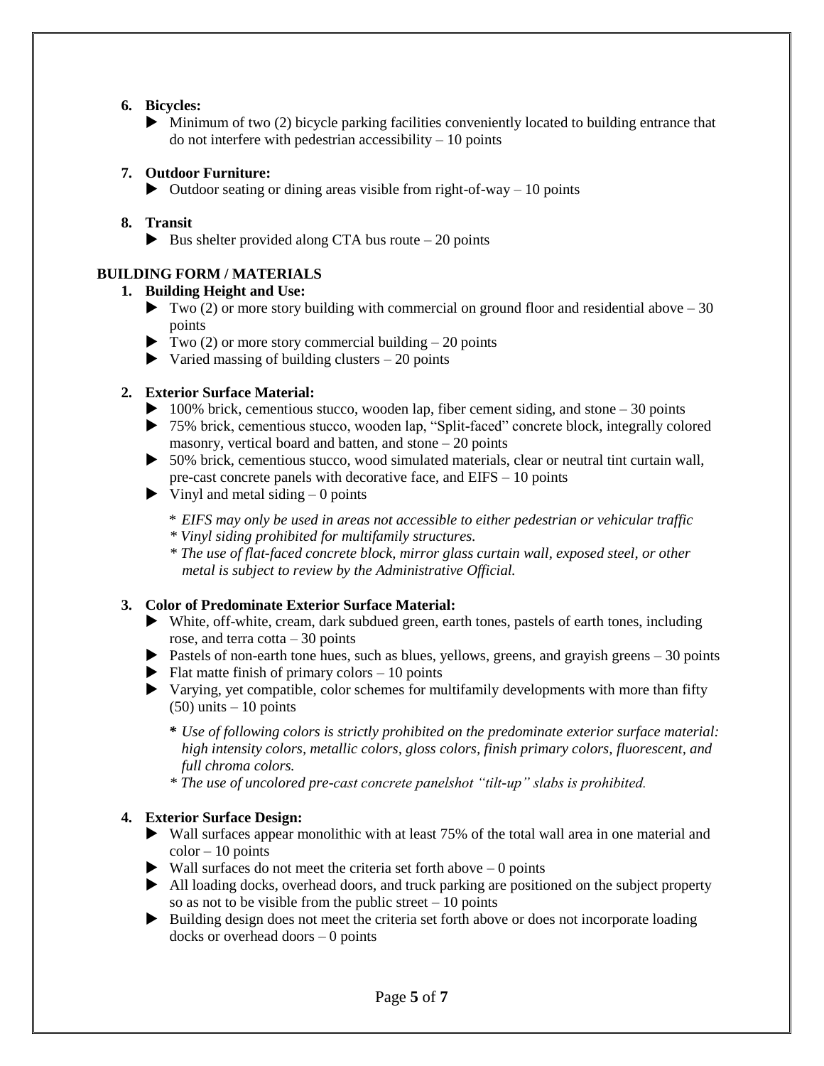6. **Bicycles:**
   - ▶ Minimum of two (2) bicycle parking facilities conveniently located to building entrance that do not interfere with pedestrian accessibility – 10 points

7. **Outdoor Furniture:**
   - ▶ Outdoor seating or dining areas visible from right-of-way – 10 points

8. **Transit**
   - ▶ Bus shelter provided along CTA bus route – 20 points

## BUILDING FORM / MATERIALS

1. **Building Height and Use:**
   - ▶ Two (2) or more story building with commercial on ground floor and residential above – 30 points
   - ▶ Two (2) or more story commercial building – 20 points
   - ▶ Varied massing of building clusters – 20 points

2. **Exterior Surface Material:**
   - ▶ 100% brick, cementious stucco, wooden lap, fiber cement siding, and stone – 30 points
   - ▶ 75% brick, cementious stucco, wooden lap, "Split-faced" concrete block, integrally colored masonry, vertical board and batten, and stone – 20 points
   - ▶ 50% brick, cementious stucco, wood simulated materials, clear or neutral tint curtain wall, pre-cast concrete panels with decorative face, and EIFS – 10 points
   - ▶ Vinyl and metal siding – 0 points

   *\* EIFS may only be used in areas not accessible to either pedestrian or vehicular traffic*
   *\* Vinyl siding prohibited for multifamily structures.*
   *\* The use of flat-faced concrete block, mirror glass curtain wall, exposed steel, or other metal is subject to review by the Administrative Official.*

3. **Color of Predominate Exterior Surface Material:**
   - ▶ White, off-white, cream, dark subdued green, earth tones, pastels of earth tones, including rose, and terra cotta – 30 points
   - ▶ Pastels of non-earth tone hues, such as blues, yellows, greens, and grayish greens – 30 points
   - ▶ Flat matte finish of primary colors – 10 points
   - ▶ Varying, yet compatible, color schemes for multifamily developments with more than fifty (50) units – 10 points

   ***\**** *Use of following colors is strictly prohibited on the predominate exterior surface material: high intensity colors, metallic colors, gloss colors, finish primary colors, fluorescent, and full chroma colors.*
   *\* The use of uncolored pre-cast concrete panelshot "tilt-up" slabs is prohibited.*

4. **Exterior Surface Design:**
   - ▶ Wall surfaces appear monolithic with at least 75% of the total wall area in one material and color – 10 points
   - ▶ Wall surfaces do not meet the criteria set forth above – 0 points
   - ▶ All loading docks, overhead doors, and truck parking are positioned on the subject property so as not to be visible from the public street – 10 points
   - ▶ Building design does not meet the criteria set forth above or does not incorporate loading docks or overhead doors – 0 points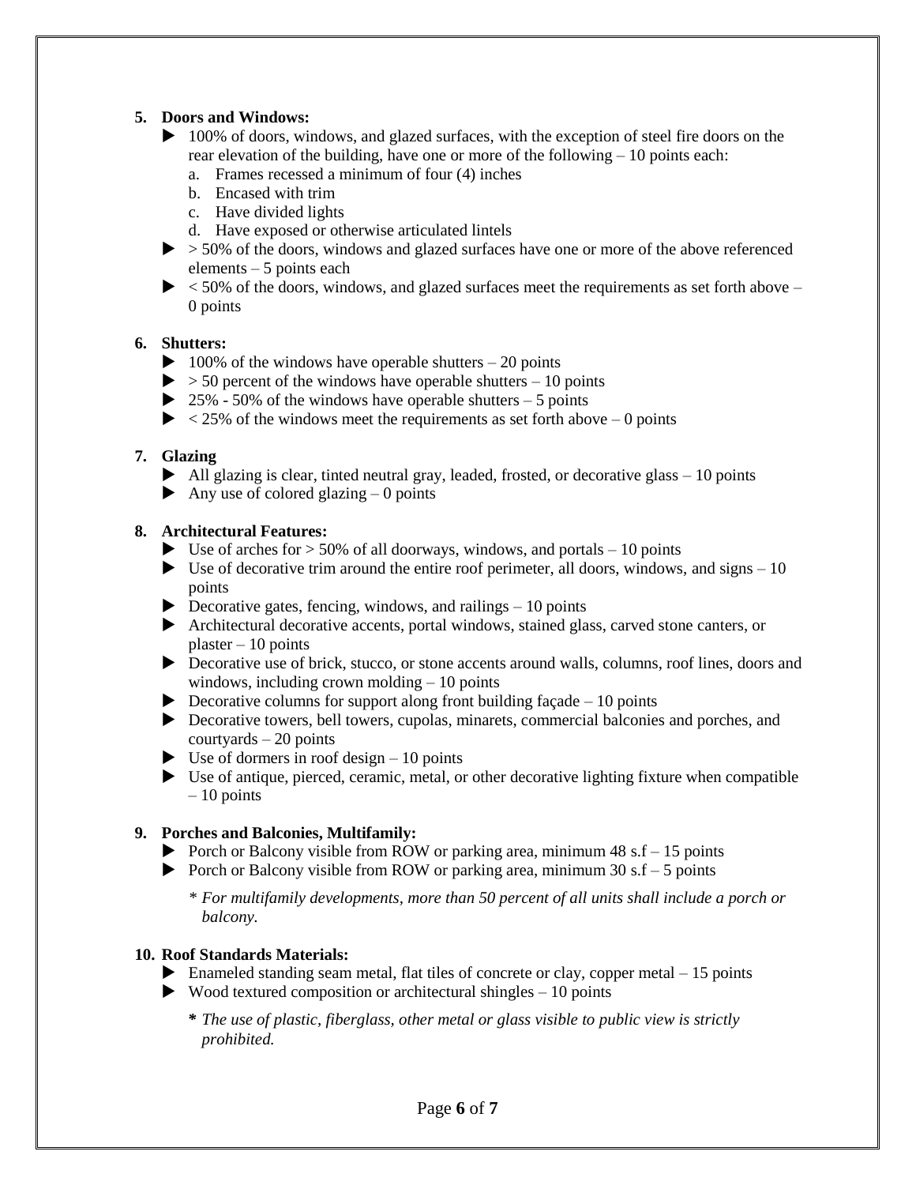5. **Doors and Windows:**
   - 100% of doors, windows, and glazed surfaces, with the exception of steel fire doors on the rear elevation of the building, have one or more of the following – 10 points each:
     a. Frames recessed a minimum of four (4) inches
     b. Encased with trim
     c. Have divided lights
     d. Have exposed or otherwise articulated lintels
   - > 50% of the doors, windows and glazed surfaces have one or more of the above referenced elements – 5 points each
   - < 50% of the doors, windows, and glazed surfaces meet the requirements as set forth above – 0 points

6. **Shutters:**
   - 100% of the windows have operable shutters – 20 points
   - > 50 percent of the windows have operable shutters – 10 points
   - 25% - 50% of the windows have operable shutters – 5 points
   - < 25% of the windows meet the requirements as set forth above – 0 points

7. **Glazing**
   - All glazing is clear, tinted neutral gray, leaded, frosted, or decorative glass – 10 points
   - Any use of colored glazing – 0 points

8. **Architectural Features:**
   - Use of arches for > 50% of all doorways, windows, and portals – 10 points
   - Use of decorative trim around the entire roof perimeter, all doors, windows, and signs – 10 points
   - Decorative gates, fencing, windows, and railings – 10 points
   - Architectural decorative accents, portal windows, stained glass, carved stone canters, or plaster – 10 points
   - Decorative use of brick, stucco, or stone accents around walls, columns, roof lines, doors and windows, including crown molding – 10 points
   - Decorative columns for support along front building façade – 10 points
   - Decorative towers, bell towers, cupolas, minarets, commercial balconies and porches, and courtyards – 20 points
   - Use of dormers in roof design – 10 points
   - Use of antique, pierced, ceramic, metal, or other decorative lighting fixture when compatible – 10 points

9. **Porches and Balconies, Multifamily:**
   - Porch or Balcony visible from ROW or parking area, minimum 48 s.f – 15 points
   - Porch or Balcony visible from ROW or parking area, minimum 30 s.f – 5 points

   *\* For multifamily developments, more than 50 percent of all units shall include a porch or balcony.*

10. **Roof Standards Materials:**
    - Enameled standing seam metal, flat tiles of concrete or clay, copper metal – 15 points
    - Wood textured composition or architectural shingles – 10 points

    **\*** *The use of plastic, fiberglass, other metal or glass visible to public view is strictly prohibited.*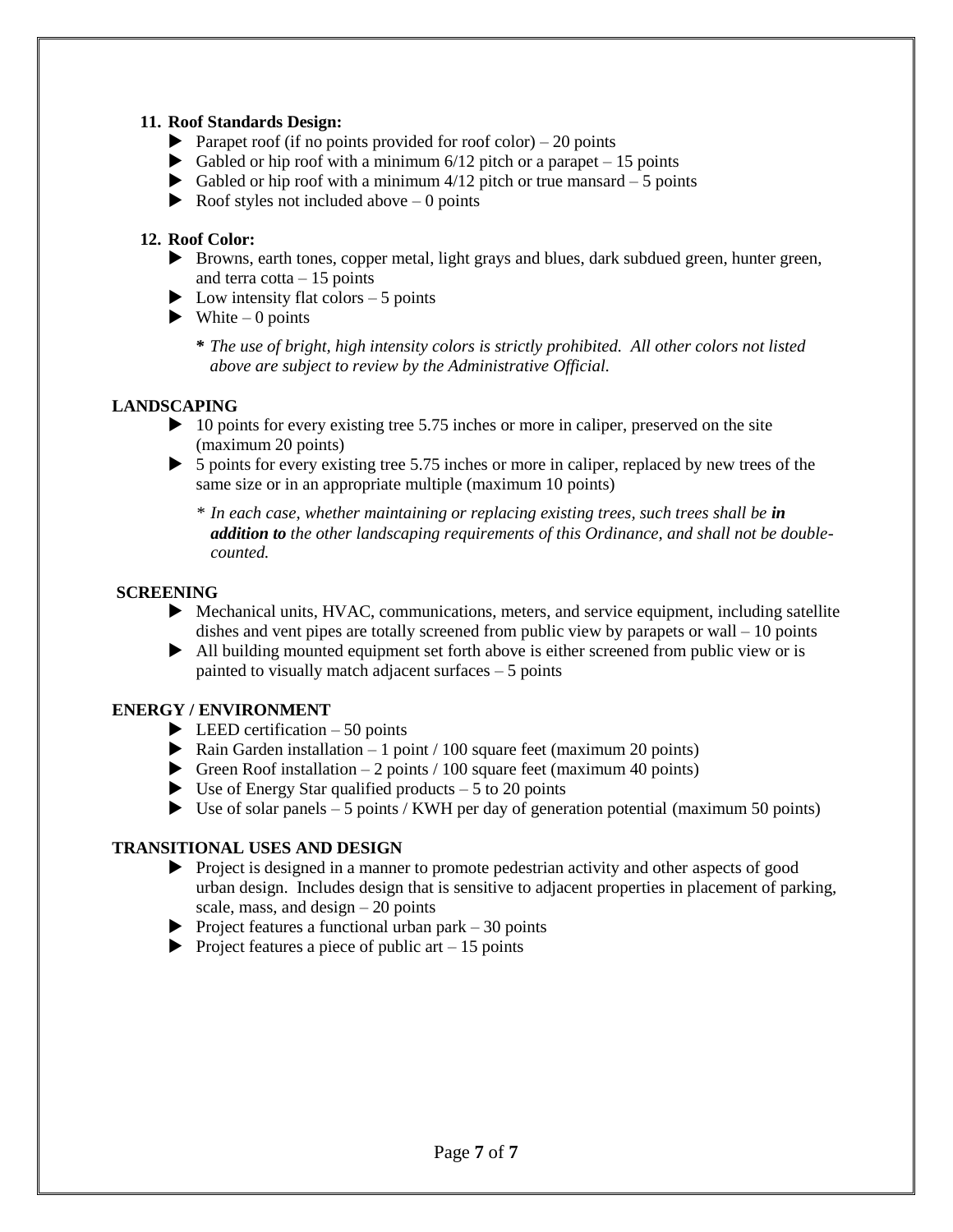**11. Roof Standards Design:**

- Parapet roof (if no points provided for roof color) – 20 points
- Gabled or hip roof with a minimum 6/12 pitch or a parapet – 15 points
- Gabled or hip roof with a minimum 4/12 pitch or true mansard – 5 points
- Roof styles not included above – 0 points

**12. Roof Color:**

- Browns, earth tones, copper metal, light grays and blues, dark subdued green, hunter green, and terra cotta – 15 points
- Low intensity flat colors – 5 points
- White – 0 points

  **\*** *The use of bright, high intensity colors is strictly prohibited. All other colors not listed above are subject to review by the Administrative Official.*

**LANDSCAPING**

- 10 points for every existing tree 5.75 inches or more in caliper, preserved on the site (maximum 20 points)
- 5 points for every existing tree 5.75 inches or more in caliper, replaced by new trees of the same size or in an appropriate multiple (maximum 10 points)

  *\* In each case, whether maintaining or replacing existing trees, such trees shall be **in addition to** the other landscaping requirements of this Ordinance, and shall not be double-counted.*

**SCREENING**

- Mechanical units, HVAC, communications, meters, and service equipment, including satellite dishes and vent pipes are totally screened from public view by parapets or wall – 10 points
- All building mounted equipment set forth above is either screened from public view or is painted to visually match adjacent surfaces – 5 points

**ENERGY / ENVIRONMENT**

- LEED certification – 50 points
- Rain Garden installation – 1 point / 100 square feet (maximum 20 points)
- Green Roof installation – 2 points / 100 square feet (maximum 40 points)
- Use of Energy Star qualified products – 5 to 20 points
- Use of solar panels – 5 points / KWH per day of generation potential (maximum 50 points)

**TRANSITIONAL USES AND DESIGN**

- Project is designed in a manner to promote pedestrian activity and other aspects of good urban design. Includes design that is sensitive to adjacent properties in placement of parking, scale, mass, and design – 20 points
- Project features a functional urban park – 30 points
- Project features a piece of public art – 15 points